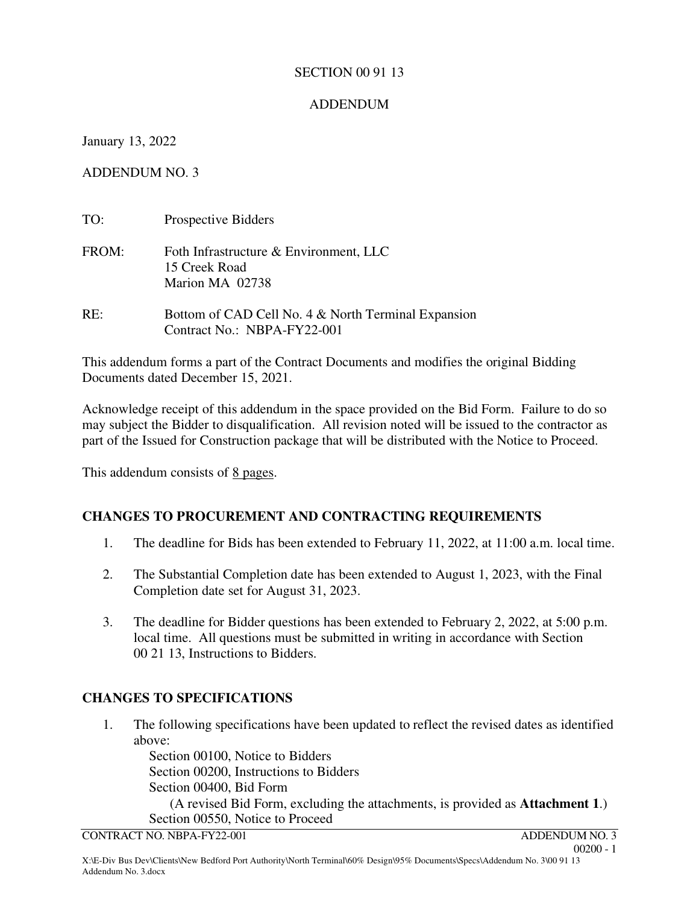SECTION 00 91 13

ADDENDUM

January 13, 2022

ADDENDUM NO. 3

TO: Prospective Bidders

FROM: Foth Infrastructure & Environment, LLC
15 Creek Road
Marion MA 02738

RE: Bottom of CAD Cell No. 4 & North Terminal Expansion
Contract No.: NBPA-FY22-001

This addendum forms a part of the Contract Documents and modifies the original Bidding Documents dated December 15, 2021.

Acknowledge receipt of this addendum in the space provided on the Bid Form. Failure to do so may subject the Bidder to disqualification. All revision noted will be issued to the contractor as part of the Issued for Construction package that will be distributed with the Notice to Proceed.

This addendum consists of 8 pages.

## CHANGES TO PROCUREMENT AND CONTRACTING REQUIREMENTS

1. The deadline for Bids has been extended to February 11, 2022, at 11:00 a.m. local time.

2. The Substantial Completion date has been extended to August 1, 2023, with the Final Completion date set for August 31, 2023.

3. The deadline for Bidder questions has been extended to February 2, 2022, at 5:00 p.m. local time. All questions must be submitted in writing in accordance with Section 00 21 13, Instructions to Bidders.

## CHANGES TO SPECIFICATIONS

1. The following specifications have been updated to reflect the revised dates as identified above:
   - Section 00100, Notice to Bidders
   - Section 00200, Instructions to Bidders
   - Section 00400, Bid Form
     - (A revised Bid Form, excluding the attachments, is provided as **Attachment 1**.)
   - Section 00550, Notice to Proceed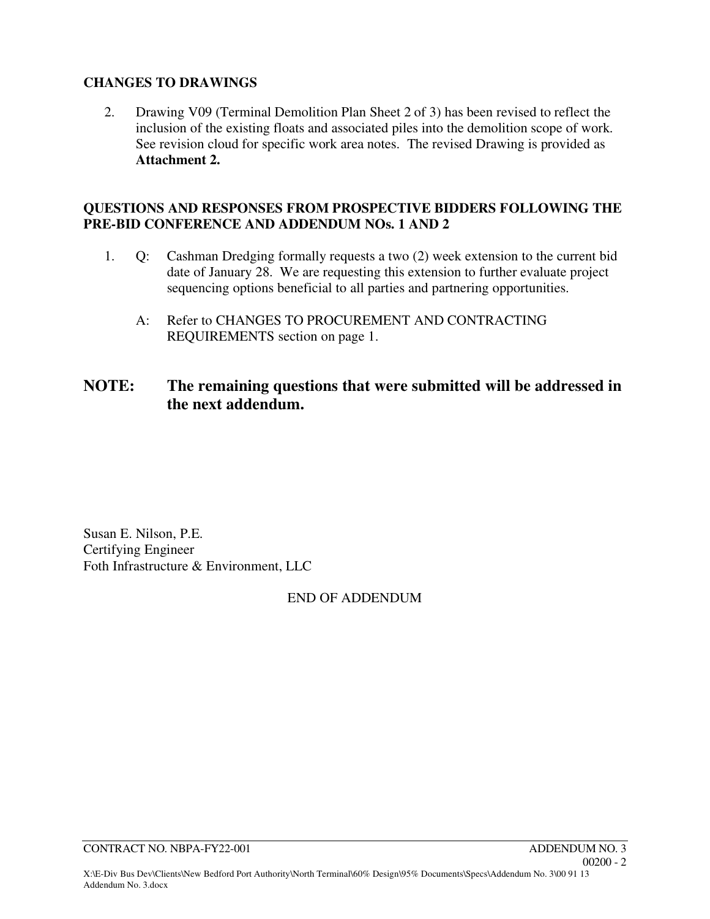## CHANGES TO DRAWINGS

2. Drawing V09 (Terminal Demolition Plan Sheet 2 of 3) has been revised to reflect the inclusion of the existing floats and associated piles into the demolition scope of work. See revision cloud for specific work area notes. The revised Drawing is provided as **Attachment 2.**

## QUESTIONS AND RESPONSES FROM PROSPECTIVE BIDDERS FOLLOWING THE PRE-BID CONFERENCE AND ADDENDUM NOs. 1 AND 2

1. Q: Cashman Dredging formally requests a two (2) week extension to the current bid date of January 28. We are requesting this extension to further evaluate project sequencing options beneficial to all parties and partnering opportunities.

   A: Refer to CHANGES TO PROCUREMENT AND CONTRACTING REQUIREMENTS section on page 1.

## NOTE: The remaining questions that were submitted will be addressed in the next addendum.

Susan E. Nilson, P.E.
Certifying Engineer
Foth Infrastructure & Environment, LLC

END OF ADDENDUM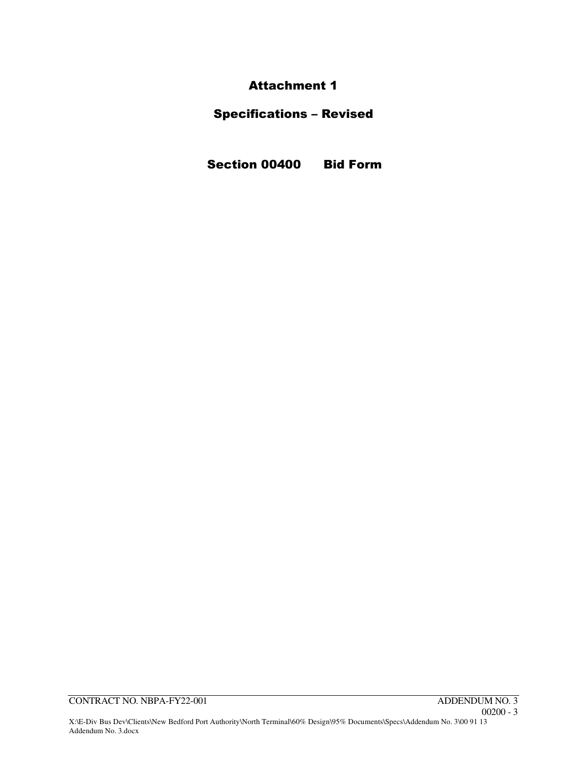# Attachment 1

# Specifications – Revised

## Section 00400 Bid Form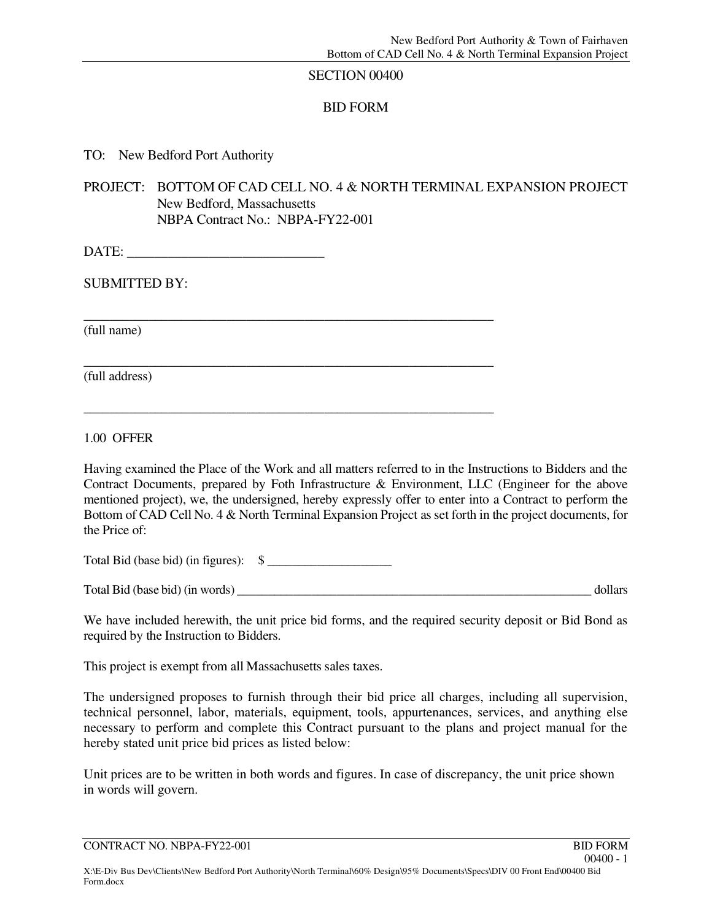# SECTION 00400

## BID FORM

TO: New Bedford Port Authority

PROJECT: BOTTOM OF CAD CELL NO. 4 & NORTH TERMINAL EXPANSION PROJECT
New Bedford, Massachusetts
NBPA Contract No.: NBPA-FY22-001

DATE: ______________________________

SUBMITTED BY:

_________________________________________________________________
(full name)

_________________________________________________________________
(full address)

_________________________________________________________________

### 1.00 OFFER

Having examined the Place of the Work and all matters referred to in the Instructions to Bidders and the Contract Documents, prepared by Foth Infrastructure & Environment, LLC (Engineer for the above mentioned project), we, the undersigned, hereby expressly offer to enter into a Contract to perform the Bottom of CAD Cell No. 4 & North Terminal Expansion Project as set forth in the project documents, for the Price of:

Total Bid (base bid) (in figures): $ ____________________

Total Bid (base bid) (in words) ____________________________________________________________ dollars

We have included herewith, the unit price bid forms, and the required security deposit or Bid Bond as required by the Instruction to Bidders.

This project is exempt from all Massachusetts sales taxes.

The undersigned proposes to furnish through their bid price all charges, including all supervision, technical personnel, labor, materials, equipment, tools, appurtenances, services, and anything else necessary to perform and complete this Contract pursuant to the plans and project manual for the hereby stated unit price bid prices as listed below:

Unit prices are to be written in both words and figures. In case of discrepancy, the unit price shown in words will govern.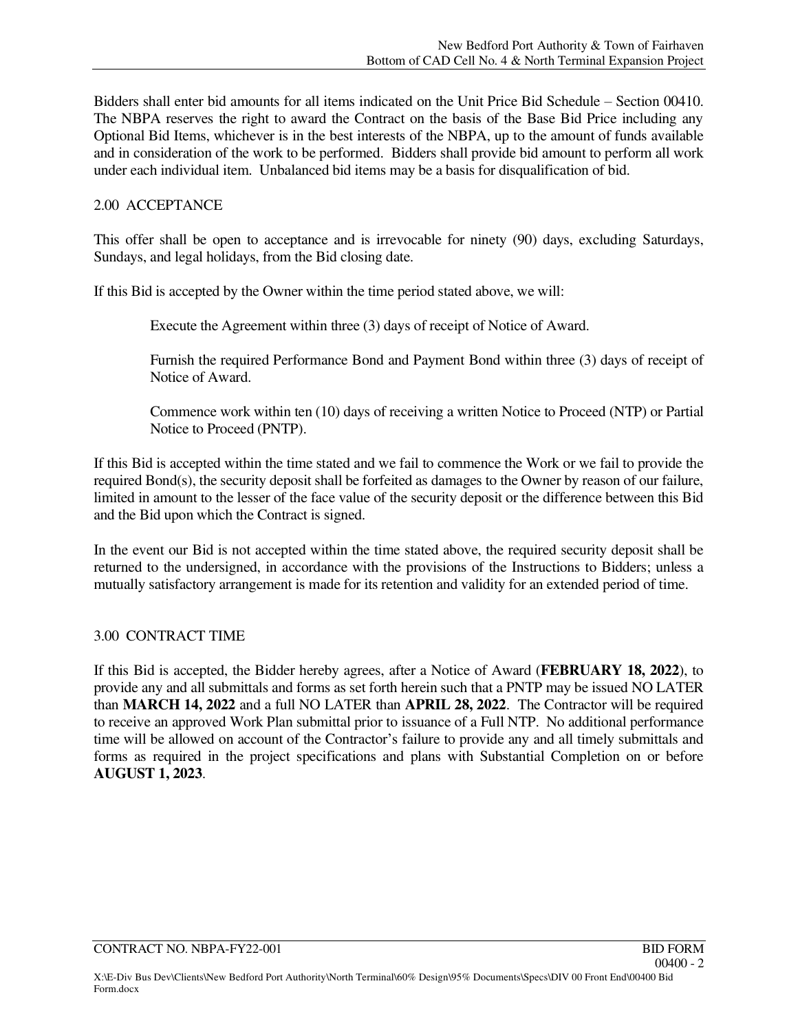Bidders shall enter bid amounts for all items indicated on the Unit Price Bid Schedule – Section 00410. The NBPA reserves the right to award the Contract on the basis of the Base Bid Price including any Optional Bid Items, whichever is in the best interests of the NBPA, up to the amount of funds available and in consideration of the work to be performed. Bidders shall provide bid amount to perform all work under each individual item. Unbalanced bid items may be a basis for disqualification of bid.

## 2.00 ACCEPTANCE

This offer shall be open to acceptance and is irrevocable for ninety (90) days, excluding Saturdays, Sundays, and legal holidays, from the Bid closing date.

If this Bid is accepted by the Owner within the time period stated above, we will:

> Execute the Agreement within three (3) days of receipt of Notice of Award.
>
> Furnish the required Performance Bond and Payment Bond within three (3) days of receipt of Notice of Award.
>
> Commence work within ten (10) days of receiving a written Notice to Proceed (NTP) or Partial Notice to Proceed (PNTP).

If this Bid is accepted within the time stated and we fail to commence the Work or we fail to provide the required Bond(s), the security deposit shall be forfeited as damages to the Owner by reason of our failure, limited in amount to the lesser of the face value of the security deposit or the difference between this Bid and the Bid upon which the Contract is signed.

In the event our Bid is not accepted within the time stated above, the required security deposit shall be returned to the undersigned, in accordance with the provisions of the Instructions to Bidders; unless a mutually satisfactory arrangement is made for its retention and validity for an extended period of time.

## 3.00 CONTRACT TIME

If this Bid is accepted, the Bidder hereby agrees, after a Notice of Award (**FEBRUARY 18, 2022**), to provide any and all submittals and forms as set forth herein such that a PNTP may be issued NO LATER than **MARCH 14, 2022** and a full NO LATER than **APRIL 28, 2022**. The Contractor will be required to receive an approved Work Plan submittal prior to issuance of a Full NTP. No additional performance time will be allowed on account of the Contractor's failure to provide any and all timely submittals and forms as required in the project specifications and plans with Substantial Completion on or before **AUGUST 1, 2023**.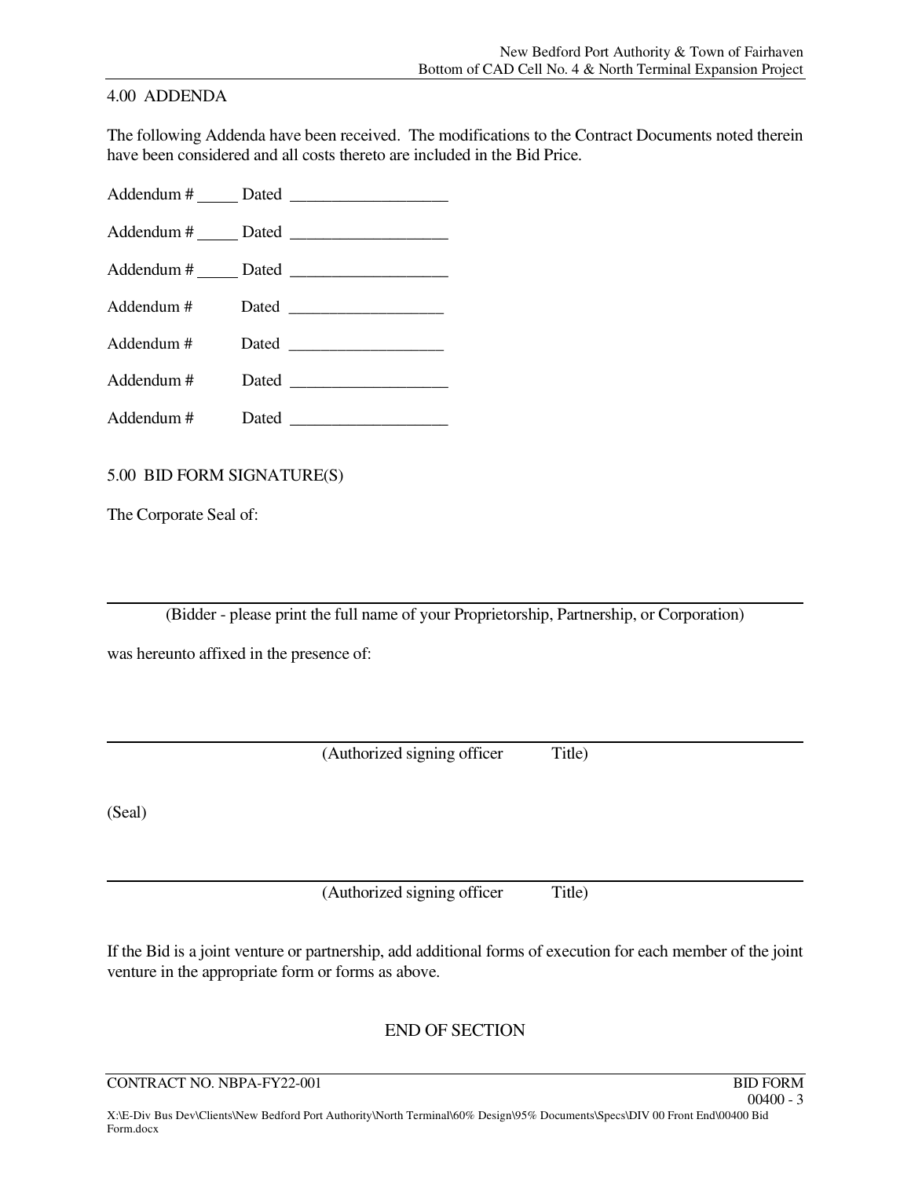## 4.00 ADDENDA

The following Addenda have been received. The modifications to the Contract Documents noted therein have been considered and all costs thereto are included in the Bid Price.

Addendum # _____ Dated ___________________

Addendum # _____ Dated ___________________

Addendum # _____ Dated ___________________

Addendum # Dated ___________________

Addendum # Dated ___________________

Addendum # Dated ___________________

Addendum # Dated ___________________

## 5.00 BID FORM SIGNATURE(S)

The Corporate Seal of:

_______________________________________________________________

(Bidder - please print the full name of your Proprietorship, Partnership, or Corporation)

was hereunto affixed in the presence of:

_______________________________________________________________

(Authorized signing officer Title)

(Seal)

_______________________________________________________________

(Authorized signing officer Title)

If the Bid is a joint venture or partnership, add additional forms of execution for each member of the joint venture in the appropriate form or forms as above.

END OF SECTION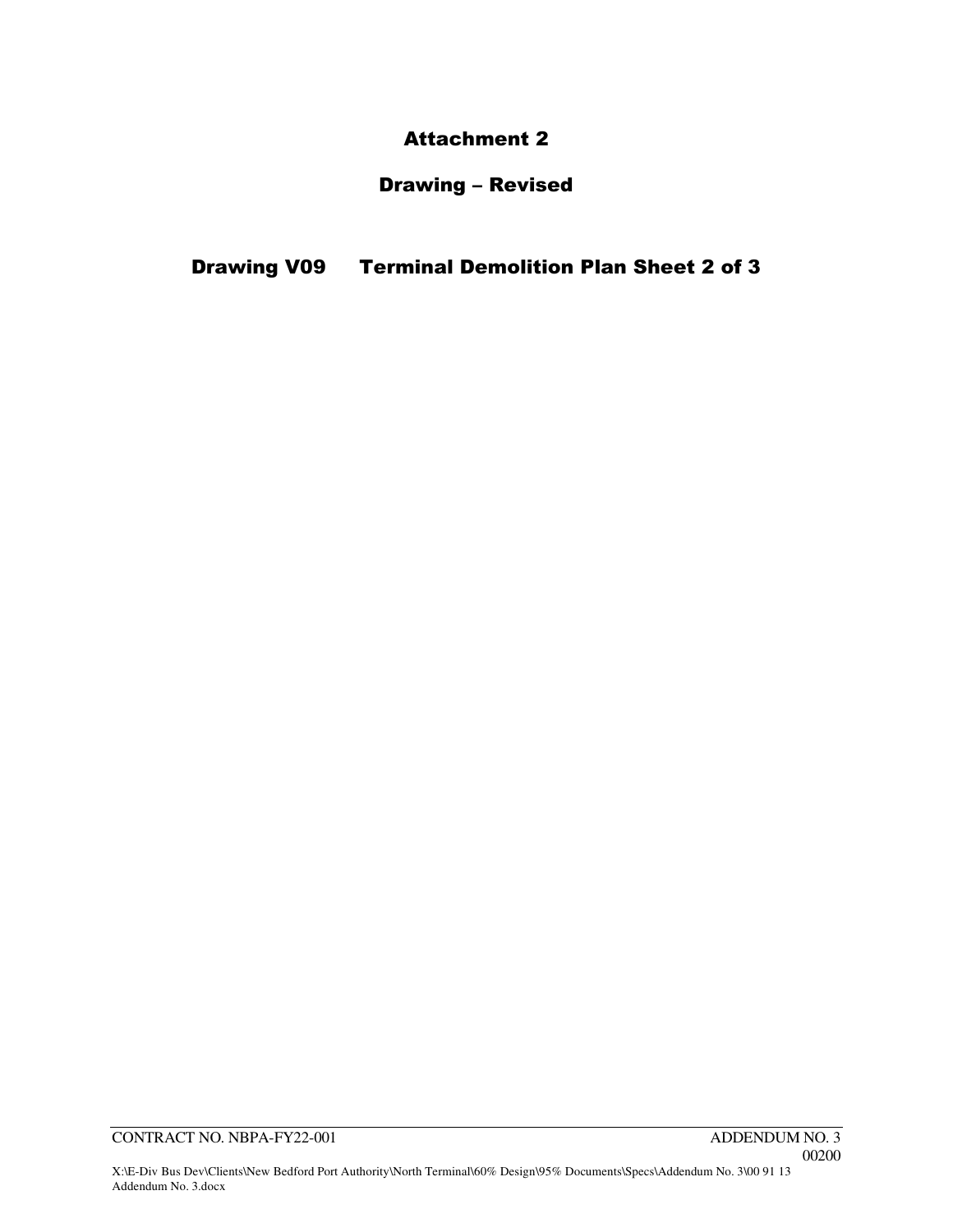# Attachment 2

## Drawing – Revised

## Drawing V09 Terminal Demolition Plan Sheet 2 of 3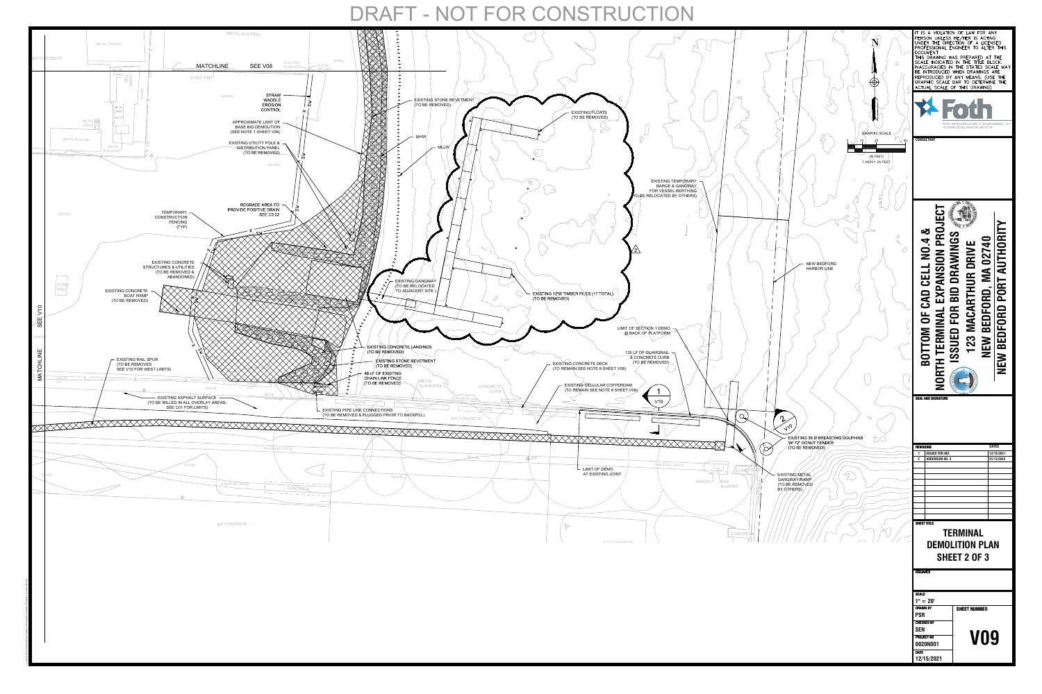# DRAFT - NOT FOR CONSTRUCTION

METAL BUILDING
METAL TRAILER
BIT CONCRETE
MATCHLINE SEE V08
CONC PAD
GRAVEL
STRAW WADDLE EROSION CONTROL
APPROXIMATE LIMIT OF BASE BID DEMOLITION (SEE NOTE 1 SHEET V08)
EXISTING UTILITY POLE & DISTRIBUTION PANEL (TO BE REMOVED)
REGRADE AREA TO PROVIDE POSITIVE DRAIN SEE C3.02
TEMPORARY CONSTRUCTION FENCING (TYP)
EXISTING CONCRETE STRUCTURES & UTILITIES (TO BE REMOVED & ABANDONED)
EXISTING CONCRETE BOAT RAMP (TO BE REMOVED)
MATCHLINE SEE V10
EXISTING RAIL SPUR (TO BE REMOVED SEE V10 FOR WEST LIMITS)
EXISTING ASPHALT SURFACE (TO BE MILLED IN ALL OVERLAY AREAS- SEE C01 FOR LIMITS)
EXISTING PIPE LINE CONNECTIONS (TO BE REMOVED & PLUGGED PRIOR TO BACKFILL)
EXISTING STONE REVETMENT (TO BE REMOVED)
MHW
MLLW
EXISTING FLOATS (TO BE REMOVED)
EXISTING TEMPORARY BARGE & GANGWAY FOR VESSEL BERTHING (TO BE RELOCATED BY OTHERS)
EXISTING GANGWAY (TO BE RELOCATED TO ADJACENT SITE)
EXISTING 12"Ø TIMBER PILES (17 TOTAL) (TO BE REMOVED)
EXISTING CONCRETE LANDINGS (TO BE REMOVED)
EXISTING STONE REVETMENT (TO BE REMOVED)
46 LF OF EXISTING CHAIN LINK FENCE (TO BE REMOVED)
METAL GUARDRAIL
CONCRETE CURB
LIMIT OF SECTION 1 DEMO @ BACK OF PLATFORM
135 LF OF GUARDRAIL & CONCRETE CURB (TO BE REMOVED)
EXISTING CONCRETE DECK (TO REMAIN SEE NOTE 6 SHEET V08)
EXISTING CELLULAR COFFERDAM (TO REMAIN SEE NOTE 6 SHEET V08)
1 V10
2 V10
EXISTING 36 Ø BREASTING DOLPHINS W/ 72" DONUT FENDER (TO BE REMOVED)
EXISTING METAL GANGWAY/RAMP (TO BE REMOVED BY OTHERS)
LIMIT OF DEMO AT EXISTING JOINT
RAILROAD TRACK
RAIL BUMPER
NEW BEDFORD HARBOR LINE
BIT CONCRETE
N
GRAPHIC SCALE
0 10 20 40
(IN FEET)
1 INCH = 20 FEET

IT IS A VIOLATION OF LAW FOR ANY PERSON UNLESS HE/HER IS ACTING UNDER THE DIRECTION OF A LICENSED PROFESSIONAL ENGINEER TO ALTER THIS DOCUMENT. THIS DRAWING WAS PREPARED AT THE SCALE INDICATED IN THE TITLE BLOCK. INACCURACIES IN THE STATED SCALE MAY BE INTRODUCED WHEN DRAWINGS ARE REPRODUCED BY ANY MEANS. USE THE GRAPHIC SCALE BAR TO DETERMINE THE ACTUAL SCALE OF THIS DRAWING.

Foth
FOTH INFRASTRUCTURE & ENVIRONMENT, LLC

CONSULTANT

**BOTTOM OF CAD CELL NO.4 & NORTH TERMINAL EXPANSION PROJECT**
**ISSUED FOR BID DRAWINGS**
**123 MACARTHUR DRIVE**
**NEW BEDFORD, MA 02740**
**NEW BEDFORD PORT AUTHORITY**

SEAL AND SIGNATURE

| REVISIONS | | DATES |
|---|---|---|
| 1 | ISSUED FOR BID | 12/15/2021 |
| 2 | ADDENDUM NO. 3 | 01/12/2022 |

SHEET TITLE
**TERMINAL DEMOLITION PLAN SHEET 2 OF 3**

ISSUANCE

SCALE: 1" = 20'
DRAWN BY: PSR
CHECKED BY: SEN
PROJECT NO: 0020N001
DATE: 12/15/2021
SHEET NUMBER: **V09**